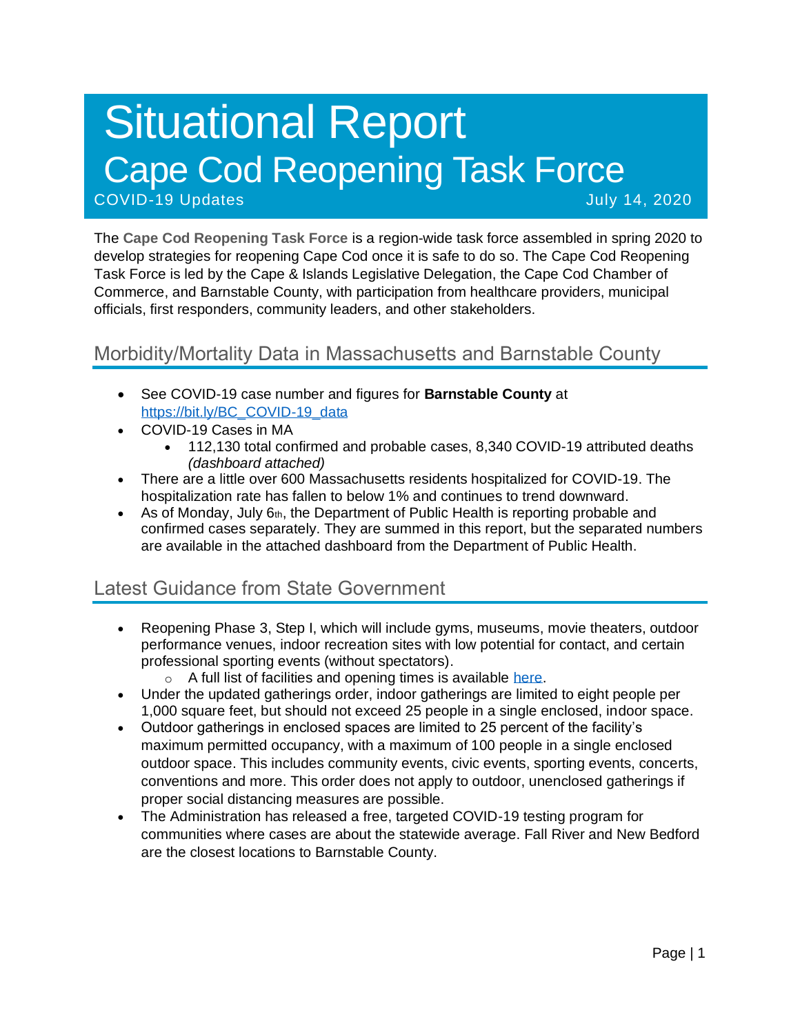# Situational Report
# Cape Cod Reopening Task Force

COVID-19 Updates July 14, 2020

The **Cape Cod Reopening Task Force** is a region-wide task force assembled in spring 2020 to develop strategies for reopening Cape Cod once it is safe to do so. The Cape Cod Reopening Task Force is led by the Cape & Islands Legislative Delegation, the Cape Cod Chamber of Commerce, and Barnstable County, with participation from healthcare providers, municipal officials, first responders, community leaders, and other stakeholders.

## Morbidity/Mortality Data in Massachusetts and Barnstable County

- See COVID-19 case number and figures for **Barnstable County** at [https://bit.ly/BC_COVID-19_data](https://bit.ly/BC_COVID-19_data)
- COVID-19 Cases in MA
  - 112,130 total confirmed and probable cases, 8,340 COVID-19 attributed deaths *(dashboard attached)*
- There are a little over 600 Massachusetts residents hospitalized for COVID-19. The hospitalization rate has fallen to below 1% and continues to trend downward.
- As of Monday, July 6th, the Department of Public Health is reporting probable and confirmed cases separately. They are summed in this report, but the separated numbers are available in the attached dashboard from the Department of Public Health.

## Latest Guidance from State Government

- Reopening Phase 3, Step I, which will include gyms, museums, movie theaters, outdoor performance venues, indoor recreation sites with low potential for contact, and certain professional sporting events (without spectators).
  - A full list of facilities and opening times is available here.
- Under the updated gatherings order, indoor gatherings are limited to eight people per 1,000 square feet, but should not exceed 25 people in a single enclosed, indoor space.
- Outdoor gatherings in enclosed spaces are limited to 25 percent of the facility's maximum permitted occupancy, with a maximum of 100 people in a single enclosed outdoor space. This includes community events, civic events, sporting events, concerts, conventions and more. This order does not apply to outdoor, unenclosed gatherings if proper social distancing measures are possible.
- The Administration has released a free, targeted COVID-19 testing program for communities where cases are about the statewide average. Fall River and New Bedford are the closest locations to Barnstable County.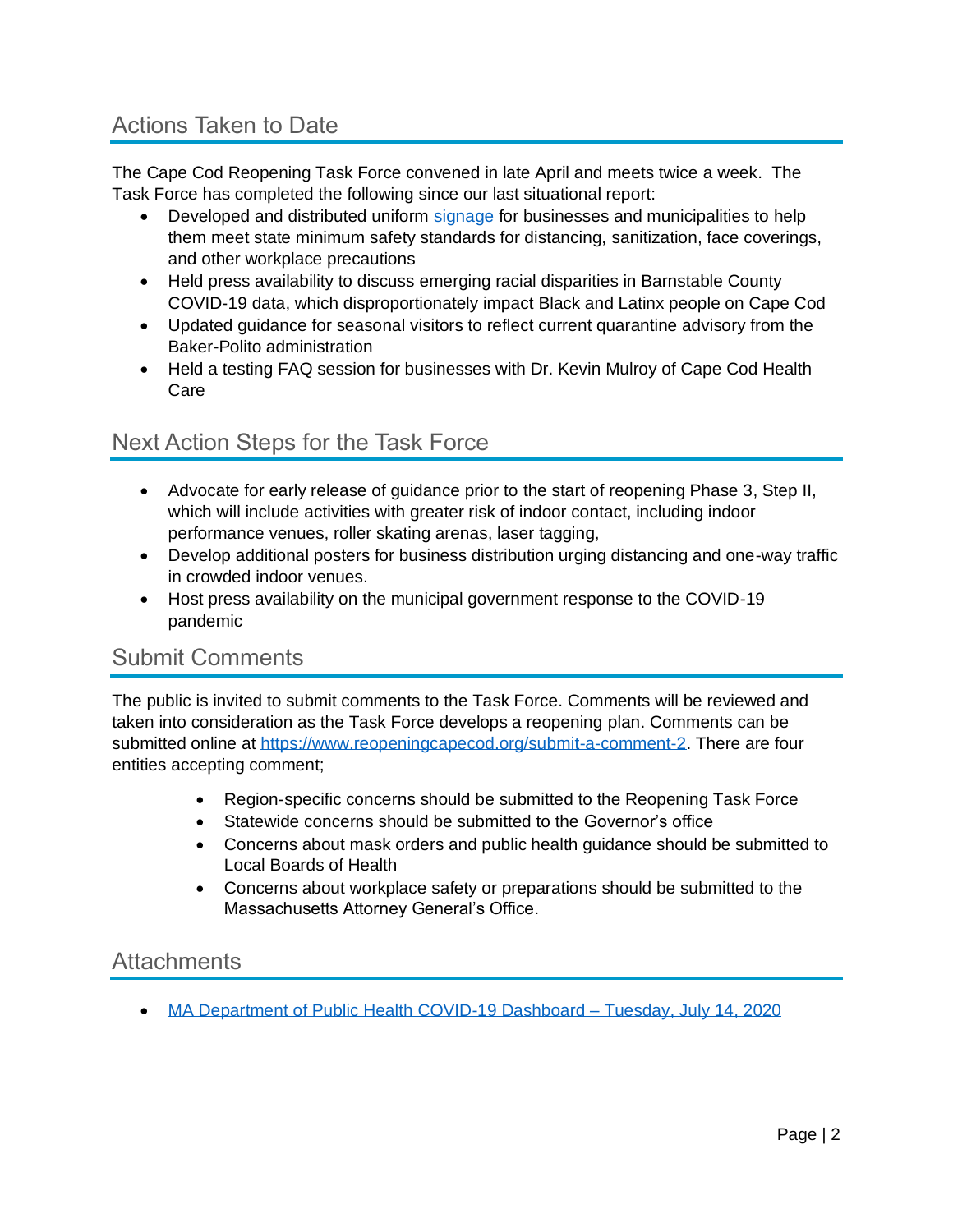## Actions Taken to Date

The Cape Cod Reopening Task Force convened in late April and meets twice a week. The Task Force has completed the following since our last situational report:

- Developed and distributed uniform signage for businesses and municipalities to help them meet state minimum safety standards for distancing, sanitization, face coverings, and other workplace precautions
- Held press availability to discuss emerging racial disparities in Barnstable County COVID-19 data, which disproportionately impact Black and Latinx people on Cape Cod
- Updated guidance for seasonal visitors to reflect current quarantine advisory from the Baker-Polito administration
- Held a testing FAQ session for businesses with Dr. Kevin Mulroy of Cape Cod Health Care

## Next Action Steps for the Task Force

- Advocate for early release of guidance prior to the start of reopening Phase 3, Step II, which will include activities with greater risk of indoor contact, including indoor performance venues, roller skating arenas, laser tagging,
- Develop additional posters for business distribution urging distancing and one-way traffic in crowded indoor venues.
- Host press availability on the municipal government response to the COVID-19 pandemic

## Submit Comments

The public is invited to submit comments to the Task Force. Comments will be reviewed and taken into consideration as the Task Force develops a reopening plan. Comments can be submitted online at https://www.reopeningcapecod.org/submit-a-comment-2. There are four entities accepting comment;

- Region-specific concerns should be submitted to the Reopening Task Force
- Statewide concerns should be submitted to the Governor's office
- Concerns about mask orders and public health guidance should be submitted to Local Boards of Health
- Concerns about workplace safety or preparations should be submitted to the Massachusetts Attorney General's Office.

## Attachments

- MA Department of Public Health COVID-19 Dashboard – Tuesday, July 14, 2020